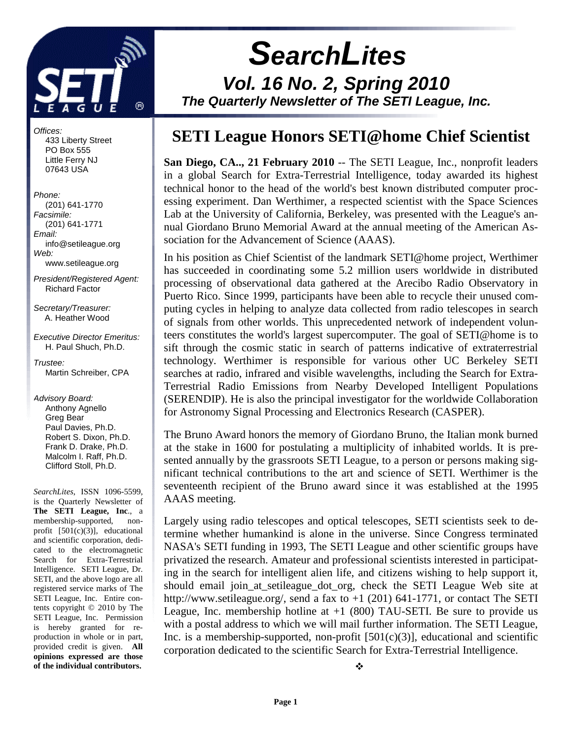# SearchLites

## Vol. 16 No. 2, Spring 2010

### The Quarterly Newsletter of The SETI League, Inc.

*Offices:*
433 Liberty Street
PO Box 555
Little Ferry NJ
07643 USA

*Phone:*
(201) 641-1770
*Facsimile:*
(201) 641-1771
*Email:*
info@setileague.org
*Web:*
www.setileague.org

*President/Registered Agent:*
Richard Factor

*Secretary/Treasurer:*
A. Heather Wood

*Executive Director Emeritus:*
H. Paul Shuch, Ph.D.

*Trustee:*
Martin Schreiber, CPA

*Advisory Board:*
Anthony Agnello
Greg Bear
Paul Davies, Ph.D.
Robert S. Dixon, Ph.D.
Frank D. Drake, Ph.D.
Malcolm I. Raff, Ph.D.
Clifford Stoll, Ph.D.

*SearchLites*, ISSN 1096-5599, is the Quarterly Newsletter of **The SETI League, Inc**., a membership-supported, non-profit [501(c)(3)], educational and scientific corporation, dedicated to the electromagnetic Search for Extra-Terrestrial Intelligence. SETI League, Dr. SETI, and the above logo are all registered service marks of The SETI League, Inc. Entire contents copyright © 2010 by The SETI League, Inc. Permission is hereby granted for reproduction in whole or in part, provided credit is given. **All opinions expressed are those of the individual contributors.**

## SETI League Honors SETI@home Chief Scientist

**San Diego, CA.., 21 February 2010** -- The SETI League, Inc., nonprofit leaders in a global Search for Extra-Terrestrial Intelligence, today awarded its highest technical honor to the head of the world's best known distributed computer processing experiment. Dan Werthimer, a respected scientist with the Space Sciences Lab at the University of California, Berkeley, was presented with the League's annual Giordano Bruno Memorial Award at the annual meeting of the American Association for the Advancement of Science (AAAS).

In his position as Chief Scientist of the landmark SETI@home project, Werthimer has succeeded in coordinating some 5.2 million users worldwide in distributed processing of observational data gathered at the Arecibo Radio Observatory in Puerto Rico. Since 1999, participants have been able to recycle their unused computing cycles in helping to analyze data collected from radio telescopes in search of signals from other worlds. This unprecedented network of independent volunteers constitutes the world's largest supercomputer. The goal of SETI@home is to sift through the cosmic static in search of patterns indicative of extraterrestrial technology. Werthimer is responsible for various other UC Berkeley SETI searches at radio, infrared and visible wavelengths, including the Search for Extra-Terrestrial Radio Emissions from Nearby Developed Intelligent Populations (SERENDIP). He is also the principal investigator for the worldwide Collaboration for Astronomy Signal Processing and Electronics Research (CASPER).

The Bruno Award honors the memory of Giordano Bruno, the Italian monk burned at the stake in 1600 for postulating a multiplicity of inhabited worlds. It is presented annually by the grassroots SETI League, to a person or persons making significant technical contributions to the art and science of SETI. Werthimer is the seventeenth recipient of the Bruno award since it was established at the 1995 AAAS meeting.

Largely using radio telescopes and optical telescopes, SETI scientists seek to determine whether humankind is alone in the universe. Since Congress terminated NASA's SETI funding in 1993, The SETI League and other scientific groups have privatized the research. Amateur and professional scientists interested in participating in the search for intelligent alien life, and citizens wishing to help support it, should email join_at_setileague_dot_org, check the SETI League Web site at http://www.setileague.org/, send a fax to +1 (201) 641-1771, or contact The SETI League, Inc. membership hotline at +1 (800) TAU-SETI. Be sure to provide us with a postal address to which we will mail further information. The SETI League, Inc. is a membership-supported, non-profit [501(c)(3)], educational and scientific corporation dedicated to the scientific Search for Extra-Terrestrial Intelligence.

❖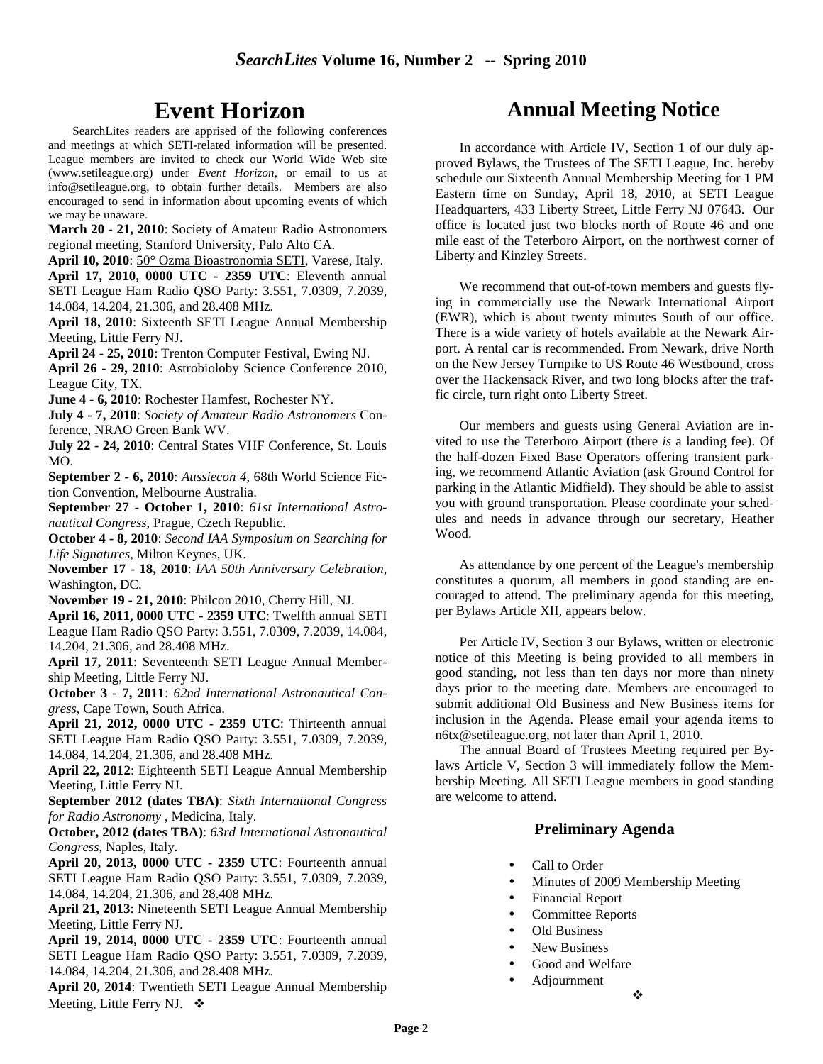# Event Horizon

SearchLites readers are apprised of the following conferences and meetings at which SETI-related information will be presented. League members are invited to check our World Wide Web site (www.setileague.org) under *Event Horizon*, or email to us at info@setileague.org, to obtain further details. Members are also encouraged to send in information about upcoming events of which we may be unaware.

**March 20 - 21, 2010**: Society of Amateur Radio Astronomers regional meeting, Stanford University, Palo Alto CA.

**April 10, 2010**: 50° Ozma Bioastronomia SETI, Varese, Italy.

**April 17, 2010, 0000 UTC - 2359 UTC**: Eleventh annual SETI League Ham Radio QSO Party: 3.551, 7.0309, 7.2039, 14.084, 14.204, 21.306, and 28.408 MHz.

**April 18, 2010**: Sixteenth SETI League Annual Membership Meeting, Little Ferry NJ.

**April 24 - 25, 2010**: Trenton Computer Festival, Ewing NJ.

**April 26 - 29, 2010**: Astrobioloby Science Conference 2010, League City, TX.

**June 4 - 6, 2010**: Rochester Hamfest, Rochester NY.

**July 4 - 7, 2010**: *Society of Amateur Radio Astronomers* Conference, NRAO Green Bank WV.

**July 22 - 24, 2010**: Central States VHF Conference, St. Louis MO.

**September 2 - 6, 2010**: *Aussiecon 4*, 68th World Science Fiction Convention, Melbourne Australia.

**September 27 - October 1, 2010**: *61st International Astronautical Congress*, Prague, Czech Republic.

**October 4 - 8, 2010**: *Second IAA Symposium on Searching for Life Signatures*, Milton Keynes, UK.

**November 17 - 18, 2010**: *IAA 50th Anniversary Celebration*, Washington, DC.

**November 19 - 21, 2010**: Philcon 2010, Cherry Hill, NJ.

**April 16, 2011, 0000 UTC - 2359 UTC**: Twelfth annual SETI League Ham Radio QSO Party: 3.551, 7.0309, 7.2039, 14.084, 14.204, 21.306, and 28.408 MHz.

**April 17, 2011**: Seventeenth SETI League Annual Membership Meeting, Little Ferry NJ.

**October 3 - 7, 2011**: *62nd International Astronautical Congress*, Cape Town, South Africa.

**April 21, 2012, 0000 UTC - 2359 UTC**: Thirteenth annual SETI League Ham Radio QSO Party: 3.551, 7.0309, 7.2039, 14.084, 14.204, 21.306, and 28.408 MHz.

**April 22, 2012**: Eighteenth SETI League Annual Membership Meeting, Little Ferry NJ.

**September 2012 (dates TBA)**: *Sixth International Congress for Radio Astronomy* , Medicina, Italy.

**October, 2012 (dates TBA)**: *63rd International Astronautical Congress*, Naples, Italy.

**April 20, 2013, 0000 UTC - 2359 UTC**: Fourteenth annual SETI League Ham Radio QSO Party: 3.551, 7.0309, 7.2039, 14.084, 14.204, 21.306, and 28.408 MHz.

**April 21, 2013**: Nineteenth SETI League Annual Membership Meeting, Little Ferry NJ.

**April 19, 2014, 0000 UTC - 2359 UTC**: Fourteenth annual SETI League Ham Radio QSO Party: 3.551, 7.0309, 7.2039, 14.084, 14.204, 21.306, and 28.408 MHz.

**April 20, 2014**: Twentieth SETI League Annual Membership Meeting, Little Ferry NJ. ❖

# Annual Meeting Notice

In accordance with Article IV, Section 1 of our duly approved Bylaws, the Trustees of The SETI League, Inc. hereby schedule our Sixteenth Annual Membership Meeting for 1 PM Eastern time on Sunday, April 18, 2010, at SETI League Headquarters, 433 Liberty Street, Little Ferry NJ 07643. Our office is located just two blocks north of Route 46 and one mile east of the Teterboro Airport, on the northwest corner of Liberty and Kinzley Streets.

We recommend that out-of-town members and guests flying in commercially use the Newark International Airport (EWR), which is about twenty minutes South of our office. There is a wide variety of hotels available at the Newark Airport. A rental car is recommended. From Newark, drive North on the New Jersey Turnpike to US Route 46 Westbound, cross over the Hackensack River, and two long blocks after the traffic circle, turn right onto Liberty Street.

Our members and guests using General Aviation are invited to use the Teterboro Airport (there *is* a landing fee). Of the half-dozen Fixed Base Operators offering transient parking, we recommend Atlantic Aviation (ask Ground Control for parking in the Atlantic Midfield). They should be able to assist you with ground transportation. Please coordinate your schedules and needs in advance through our secretary, Heather Wood.

As attendance by one percent of the League's membership constitutes a quorum, all members in good standing are encouraged to attend. The preliminary agenda for this meeting, per Bylaws Article XII, appears below.

Per Article IV, Section 3 our Bylaws, written or electronic notice of this Meeting is being provided to all members in good standing, not less than ten days nor more than ninety days prior to the meeting date. Members are encouraged to submit additional Old Business and New Business items for inclusion in the Agenda. Please email your agenda items to n6tx@setileague.org, not later than April 1, 2010.

The annual Board of Trustees Meeting required per Bylaws Article V, Section 3 will immediately follow the Membership Meeting. All SETI League members in good standing are welcome to attend.

### Preliminary Agenda

- Call to Order
- Minutes of 2009 Membership Meeting
- Financial Report
- Committee Reports
- Old Business
- New Business
- Good and Welfare
- Adjournment

❖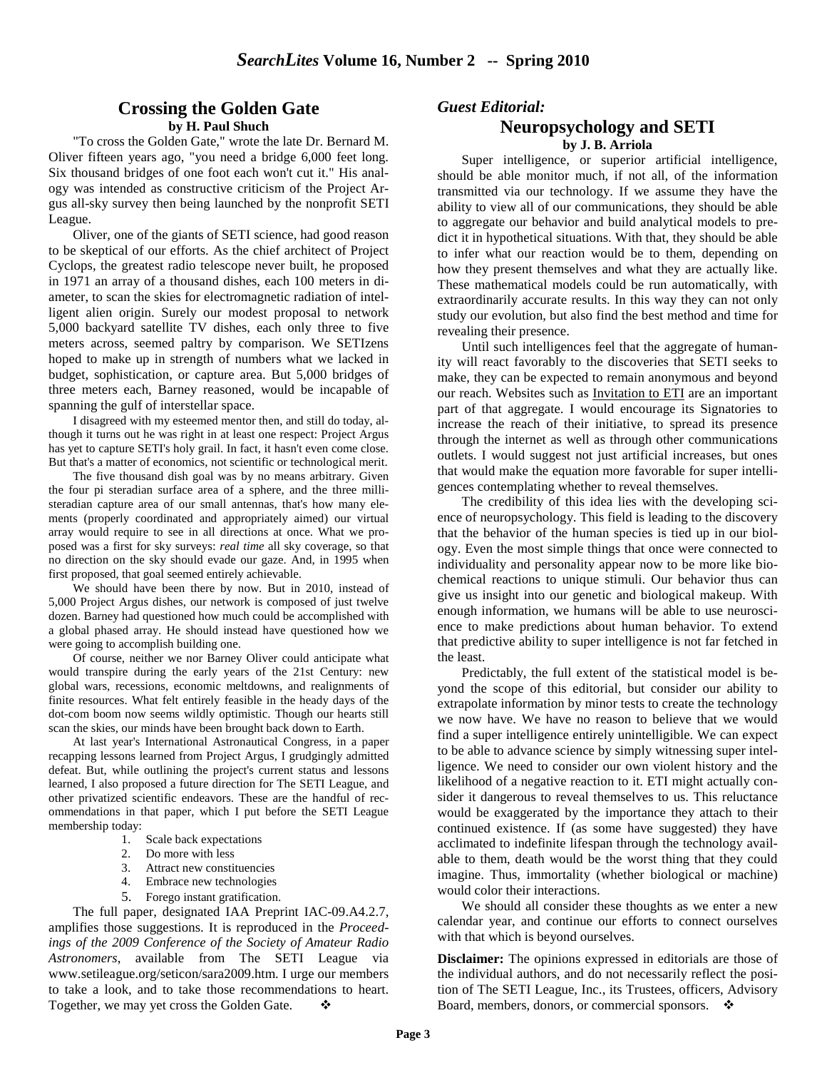## Crossing the Golden Gate

**by H. Paul Shuch**

"To cross the Golden Gate," wrote the late Dr. Bernard M. Oliver fifteen years ago, "you need a bridge 6,000 feet long. Six thousand bridges of one foot each won't cut it." His analogy was intended as constructive criticism of the Project Argus all-sky survey then being launched by the nonprofit SETI League.

Oliver, one of the giants of SETI science, had good reason to be skeptical of our efforts. As the chief architect of Project Cyclops, the greatest radio telescope never built, he proposed in 1971 an array of a thousand dishes, each 100 meters in diameter, to scan the skies for electromagnetic radiation of intelligent alien origin. Surely our modest proposal to network 5,000 backyard satellite TV dishes, each only three to five meters across, seemed paltry by comparison. We SETIzens hoped to make up in strength of numbers what we lacked in budget, sophistication, or capture area. But 5,000 bridges of three meters each, Barney reasoned, would be incapable of spanning the gulf of interstellar space.

I disagreed with my esteemed mentor then, and still do today, although it turns out he was right in at least one respect: Project Argus has yet to capture SETI's holy grail. In fact, it hasn't even come close. But that's a matter of economics, not scientific or technological merit.

The five thousand dish goal was by no means arbitrary. Given the four pi steradian surface area of a sphere, and the three millisteradian capture area of our small antennas, that's how many elements (properly coordinated and appropriately aimed) our virtual array would require to see in all directions at once. What we proposed was a first for sky surveys: *real time* all sky coverage, so that no direction on the sky should evade our gaze. And, in 1995 when first proposed, that goal seemed entirely achievable.

We should have been there by now. But in 2010, instead of 5,000 Project Argus dishes, our network is composed of just twelve dozen. Barney had questioned how much could be accomplished with a global phased array. He should instead have questioned how we were going to accomplish building one.

Of course, neither we nor Barney Oliver could anticipate what would transpire during the early years of the 21st Century: new global wars, recessions, economic meltdowns, and realignments of finite resources. What felt entirely feasible in the heady days of the dot-com boom now seems wildly optimistic. Though our hearts still scan the skies, our minds have been brought back down to Earth.

At last year's International Astronautical Congress, in a paper recapping lessons learned from Project Argus, I grudgingly admitted defeat. But, while outlining the project's current status and lessons learned, I also proposed a future direction for The SETI League, and other privatized scientific endeavors. These are the handful of recommendations in that paper, which I put before the SETI League membership today:

1. Scale back expectations
2. Do more with less
3. Attract new constituencies
4. Embrace new technologies
5. Forego instant gratification.

The full paper, designated IAA Preprint IAC-09.A4.2.7, amplifies those suggestions. It is reproduced in the *Proceedings of the 2009 Conference of the Society of Amateur Radio Astronomers*, available from The SETI League via www.setileague.org/seticon/sara2009.htm. I urge our members to take a look, and to take those recommendations to heart. Together, we may yet cross the Golden Gate. ❖

## *Guest Editorial:* Neuropsychology and SETI

**by J. B. Arriola**

Super intelligence, or superior artificial intelligence, should be able monitor much, if not all, of the information transmitted via our technology. If we assume they have the ability to view all of our communications, they should be able to aggregate our behavior and build analytical models to predict it in hypothetical situations. With that, they should be able to infer what our reaction would be to them, depending on how they present themselves and what they are actually like. These mathematical models could be run automatically, with extraordinarily accurate results. In this way they can not only study our evolution, but also find the best method and time for revealing their presence.

Until such intelligences feel that the aggregate of humanity will react favorably to the discoveries that SETI seeks to make, they can be expected to remain anonymous and beyond our reach. Websites such as Invitation to ETI are an important part of that aggregate. I would encourage its Signatories to increase the reach of their initiative, to spread its presence through the internet as well as through other communications outlets. I would suggest not just artificial increases, but ones that would make the equation more favorable for super intelligences contemplating whether to reveal themselves.

The credibility of this idea lies with the developing science of neuropsychology. This field is leading to the discovery that the behavior of the human species is tied up in our biology. Even the most simple things that once were connected to individuality and personality appear now to be more like biochemical reactions to unique stimuli. Our behavior thus can give us insight into our genetic and biological makeup. With enough information, we humans will be able to use neuroscience to make predictions about human behavior. To extend that predictive ability to super intelligence is not far fetched in the least.

Predictably, the full extent of the statistical model is beyond the scope of this editorial, but consider our ability to extrapolate information by minor tests to create the technology we now have. We have no reason to believe that we would find a super intelligence entirely unintelligible. We can expect to be able to advance science by simply witnessing super intelligence. We need to consider our own violent history and the likelihood of a negative reaction to it. ETI might actually consider it dangerous to reveal themselves to us. This reluctance would be exaggerated by the importance they attach to their continued existence. If (as some have suggested) they have acclimated to indefinite lifespan through the technology available to them, death would be the worst thing that they could imagine. Thus, immortality (whether biological or machine) would color their interactions.

We should all consider these thoughts as we enter a new calendar year, and continue our efforts to connect ourselves with that which is beyond ourselves.

**Disclaimer:** The opinions expressed in editorials are those of the individual authors, and do not necessarily reflect the position of The SETI League, Inc., its Trustees, officers, Advisory Board, members, donors, or commercial sponsors. ❖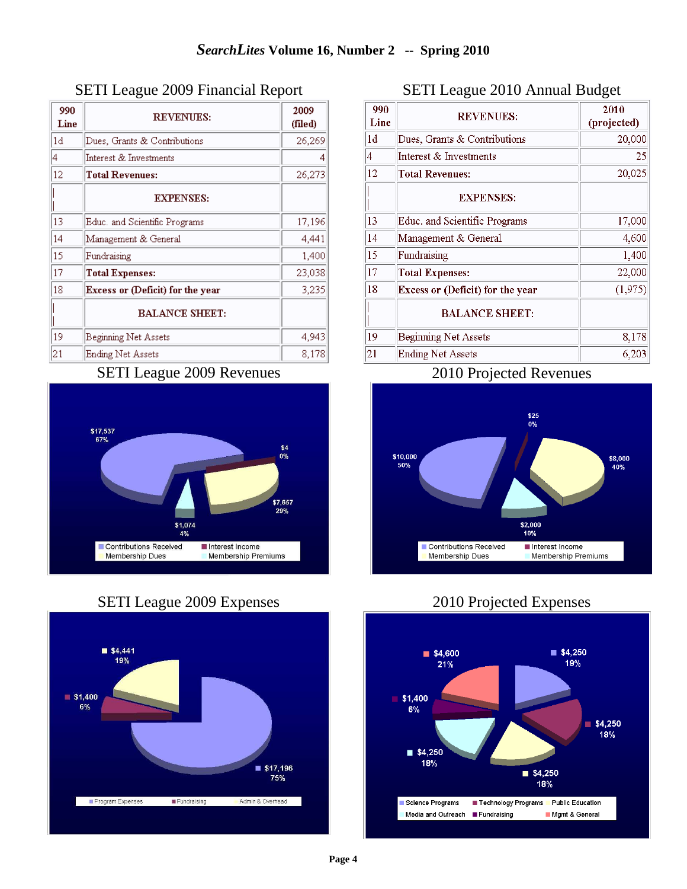## SETI League 2009 Financial Report

| 990 Line | REVENUES: | 2009 (filed) |
|---|---|---|
| 1d | Dues, Grants & Contributions | 26,269 |
| 4 | Interest & Investments | 4 |
| 12 | **Total Revenues:** | 26,273 |
| | **EXPENSES:** | |
| 13 | Educ. and Scientific Programs | 17,196 |
| 14 | Management & General | 4,441 |
| 15 | Fundraising | 1,400 |
| 17 | **Total Expenses:** | 23,038 |
| 18 | **Excess or (Deficit) for the year** | 3,235 |
| | **BALANCE SHEET:** | |
| 19 | Beginning Net Assets | 4,943 |
| 21 | Ending Net Assets | 8,178 |

## SETI League 2010 Annual Budget

| 990 Line | REVENUES: | 2010 (projected) |
|---|---|---|
| 1d | Dues, Grants & Contributions | 20,000 |
| 4 | Interest & Investments | 25 |
| 12 | **Total Revenues:** | 20,025 |
| | **EXPENSES:** | |
| 13 | Educ. and Scientific Programs | 17,000 |
| 14 | Management & General | 4,600 |
| 15 | Fundraising | 1,400 |
| 17 | **Total Expenses:** | 22,000 |
| 18 | **Excess or (Deficit) for the year** | (1,975) |
| | **BALANCE SHEET:** | |
| 19 | Beginning Net Assets | 8,178 |
| 21 | Ending Net Assets | 6,203 |

## SETI League 2009 Revenues

| Category | Amount | Percent |
|---|---|---|
| Contributions Received | $17,537 | 67% |
| Interest Income | $4 | 0% |
| Membership Dues | $7,657 | 29% |
| Membership Premiums | $1,074 | 4% |

## 2010 Projected Revenues

| Category | Amount | Percent |
|---|---|---|
| Contributions Received | $10,000 | 50% |
| Interest Income | $25 | 0% |
| Membership Dues | $8,000 | 40% |
| Membership Premiums | $2,000 | 10% |

## SETI League 2009 Expenses

| Category | Amount | Percent |
|---|---|---|
| Program Expenses | $17,196 | 75% |
| Fundraising | $1,400 | 6% |
| Admin & Overhead | $4,441 | 19% |

## 2010 Projected Expenses

| Category | Amount | Percent |
|---|---|---|
| Science Programs | $4,250 | 19% |
| Technology Programs | $4,250 | 18% |
| Public Education | $4,250 | 18% |
| Media and Outreach | $4,250 | 18% |
| Fundraising | $1,400 | 6% |
| Mgmt & General | $4,600 | 21% |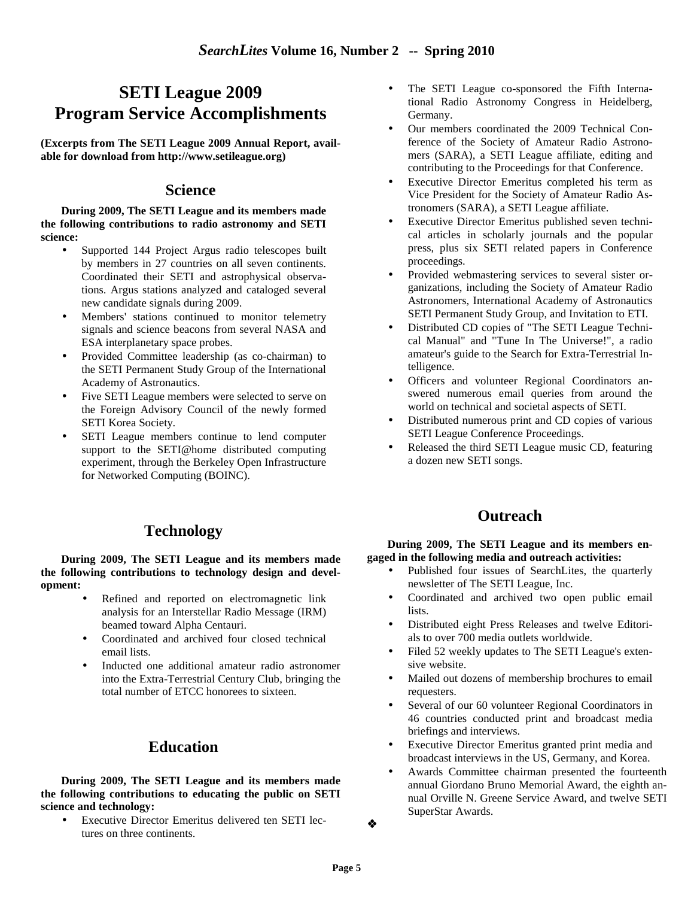# SETI League 2009 Program Service Accomplishments

**(Excerpts from The SETI League 2009 Annual Report, available for download from http://www.setileague.org)**

## Science

**During 2009, The SETI League and its members made the following contributions to radio astronomy and SETI science:**

- Supported 144 Project Argus radio telescopes built by members in 27 countries on all seven continents. Coordinated their SETI and astrophysical observations. Argus stations analyzed and cataloged several new candidate signals during 2009.
- Members' stations continued to monitor telemetry signals and science beacons from several NASA and ESA interplanetary space probes.
- Provided Committee leadership (as co-chairman) to the SETI Permanent Study Group of the International Academy of Astronautics.
- Five SETI League members were selected to serve on the Foreign Advisory Council of the newly formed SETI Korea Society.
- SETI League members continue to lend computer support to the SETI@home distributed computing experiment, through the Berkeley Open Infrastructure for Networked Computing (BOINC).

## Technology

**During 2009, The SETI League and its members made the following contributions to technology design and development:**

- Refined and reported on electromagnetic link analysis for an Interstellar Radio Message (IRM) beamed toward Alpha Centauri.
- Coordinated and archived four closed technical email lists.
- Inducted one additional amateur radio astronomer into the Extra-Terrestrial Century Club, bringing the total number of ETCC honorees to sixteen.

## Education

**During 2009, The SETI League and its members made the following contributions to educating the public on SETI science and technology:**

- Executive Director Emeritus delivered ten SETI lectures on three continents.
- The SETI League co-sponsored the Fifth International Radio Astronomy Congress in Heidelberg, Germany.
- Our members coordinated the 2009 Technical Conference of the Society of Amateur Radio Astronomers (SARA), a SETI League affiliate, editing and contributing to the Proceedings for that Conference.
- Executive Director Emeritus completed his term as Vice President for the Society of Amateur Radio Astronomers (SARA), a SETI League affiliate.
- Executive Director Emeritus published seven technical articles in scholarly journals and the popular press, plus six SETI related papers in Conference proceedings.
- Provided webmastering services to several sister organizations, including the Society of Amateur Radio Astronomers, International Academy of Astronautics SETI Permanent Study Group, and Invitation to ETI.
- Distributed CD copies of "The SETI League Technical Manual" and "Tune In The Universe!", a radio amateur's guide to the Search for Extra-Terrestrial Intelligence.
- Officers and volunteer Regional Coordinators answered numerous email queries from around the world on technical and societal aspects of SETI.
- Distributed numerous print and CD copies of various SETI League Conference Proceedings.
- Released the third SETI League music CD, featuring a dozen new SETI songs.

## Outreach

**During 2009, The SETI League and its members engaged in the following media and outreach activities:**

- Published four issues of SearchLites, the quarterly newsletter of The SETI League, Inc.
- Coordinated and archived two open public email lists.
- Distributed eight Press Releases and twelve Editorials to over 700 media outlets worldwide.
- Filed 52 weekly updates to The SETI League's extensive website.
- Mailed out dozens of membership brochures to email requesters.
- Several of our 60 volunteer Regional Coordinators in 46 countries conducted print and broadcast media briefings and interviews.
- Executive Director Emeritus granted print media and broadcast interviews in the US, Germany, and Korea.
- Awards Committee chairman presented the fourteenth annual Giordano Bruno Memorial Award, the eighth annual Orville N. Greene Service Award, and twelve SETI SuperStar Awards.

❖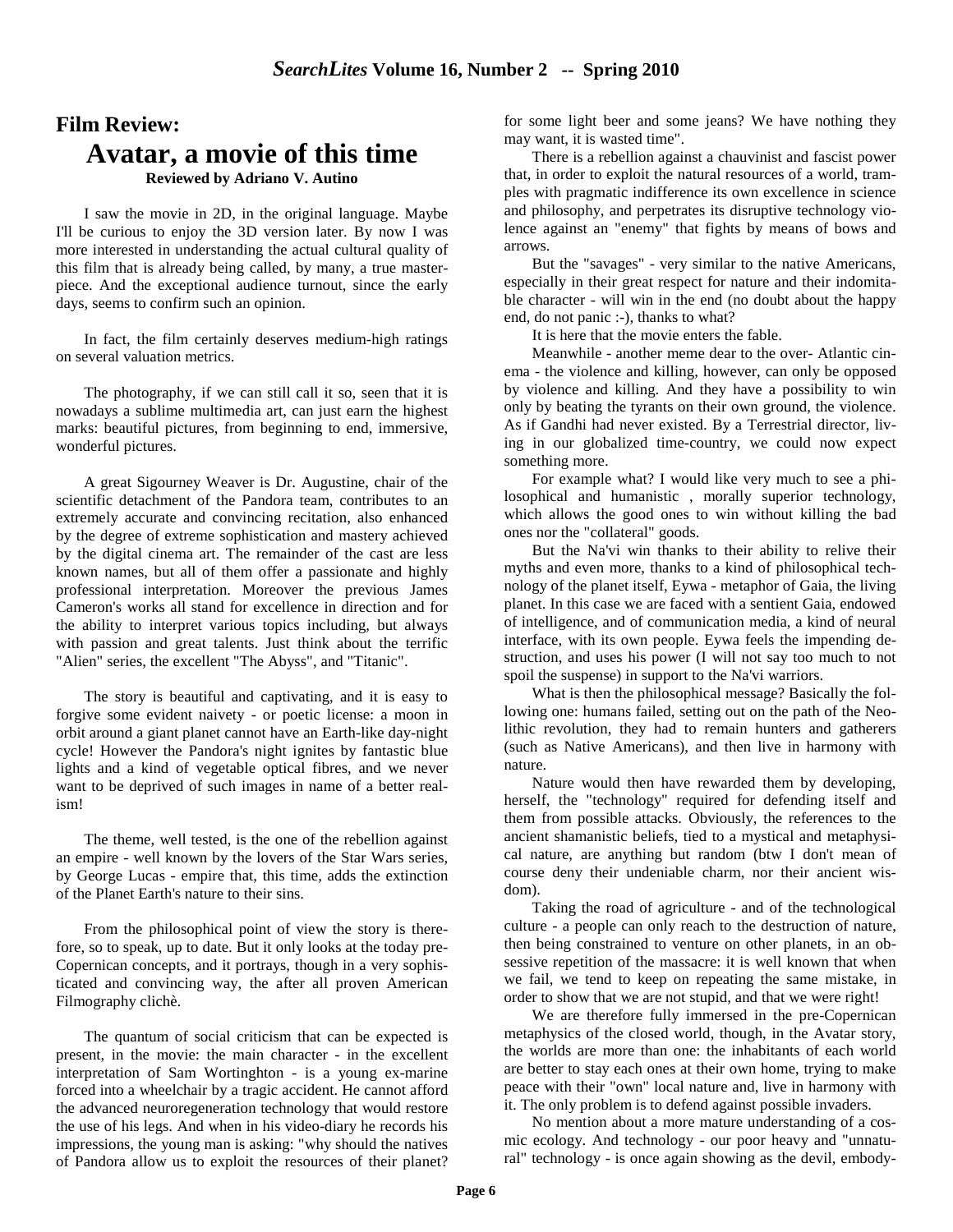## Film Review:

# Avatar, a movie of this time

**Reviewed by Adriano V. Autino**

I saw the movie in 2D, in the original language. Maybe I'll be curious to enjoy the 3D version later. By now I was more interested in understanding the actual cultural quality of this film that is already being called, by many, a true masterpiece. And the exceptional audience turnout, since the early days, seems to confirm such an opinion.

In fact, the film certainly deserves medium-high ratings on several valuation metrics.

The photography, if we can still call it so, seen that it is nowadays a sublime multimedia art, can just earn the highest marks: beautiful pictures, from beginning to end, immersive, wonderful pictures.

A great Sigourney Weaver is Dr. Augustine, chair of the scientific detachment of the Pandora team, contributes to an extremely accurate and convincing recitation, also enhanced by the degree of extreme sophistication and mastery achieved by the digital cinema art. The remainder of the cast are less known names, but all of them offer a passionate and highly professional interpretation. Moreover the previous James Cameron's works all stand for excellence in direction and for the ability to interpret various topics including, but always with passion and great talents. Just think about the terrific "Alien" series, the excellent "The Abyss", and "Titanic".

The story is beautiful and captivating, and it is easy to forgive some evident naivety - or poetic license: a moon in orbit around a giant planet cannot have an Earth-like day-night cycle! However the Pandora's night ignites by fantastic blue lights and a kind of vegetable optical fibres, and we never want to be deprived of such images in name of a better realism!

The theme, well tested, is the one of the rebellion against an empire - well known by the lovers of the Star Wars series, by George Lucas - empire that, this time, adds the extinction of the Planet Earth's nature to their sins.

From the philosophical point of view the story is therefore, so to speak, up to date. But it only looks at the today pre-Copernican concepts, and it portrays, though in a very sophisticated and convincing way, the after all proven American Filmography clichè.

The quantum of social criticism that can be expected is present, in the movie: the main character - in the excellent interpretation of Sam Wortinghton - is a young ex-marine forced into a wheelchair by a tragic accident. He cannot afford the advanced neuroregeneration technology that would restore the use of his legs. And when in his video-diary he records his impressions, the young man is asking: "why should the natives of Pandora allow us to exploit the resources of their planet? for some light beer and some jeans? We have nothing they may want, it is wasted time".

There is a rebellion against a chauvinist and fascist power that, in order to exploit the natural resources of a world, tramples with pragmatic indifference its own excellence in science and philosophy, and perpetrates its disruptive technology violence against an "enemy" that fights by means of bows and arrows.

But the "savages" - very similar to the native Americans, especially in their great respect for nature and their indomitable character - will win in the end (no doubt about the happy end, do not panic :-), thanks to what?

It is here that the movie enters the fable.

Meanwhile - another meme dear to the over- Atlantic cinema - the violence and killing, however, can only be opposed by violence and killing. And they have a possibility to win only by beating the tyrants on their own ground, the violence. As if Gandhi had never existed. By a Terrestrial director, living in our globalized time-country, we could now expect something more.

For example what? I would like very much to see a philosophical and humanistic , morally superior technology, which allows the good ones to win without killing the bad ones nor the "collateral" goods.

But the Na'vi win thanks to their ability to relive their myths and even more, thanks to a kind of philosophical technology of the planet itself, Eywa - metaphor of Gaia, the living planet. In this case we are faced with a sentient Gaia, endowed of intelligence, and of communication media, a kind of neural interface, with its own people. Eywa feels the impending destruction, and uses his power (I will not say too much to not spoil the suspense) in support to the Na'vi warriors.

What is then the philosophical message? Basically the following one: humans failed, setting out on the path of the Neolithic revolution, they had to remain hunters and gatherers (such as Native Americans), and then live in harmony with nature.

Nature would then have rewarded them by developing, herself, the "technology" required for defending itself and them from possible attacks. Obviously, the references to the ancient shamanistic beliefs, tied to a mystical and metaphysical nature, are anything but random (btw I don't mean of course deny their undeniable charm, nor their ancient wisdom).

Taking the road of agriculture - and of the technological culture - a people can only reach to the destruction of nature, then being constrained to venture on other planets, in an obsessive repetition of the massacre: it is well known that when we fail, we tend to keep on repeating the same mistake, in order to show that we are not stupid, and that we were right!

We are therefore fully immersed in the pre-Copernican metaphysics of the closed world, though, in the Avatar story, the worlds are more than one: the inhabitants of each world are better to stay each ones at their own home, trying to make peace with their "own" local nature and, live in harmony with it. The only problem is to defend against possible invaders.

No mention about a more mature understanding of a cosmic ecology. And technology - our poor heavy and "unnatural" technology - is once again showing as the devil, embody-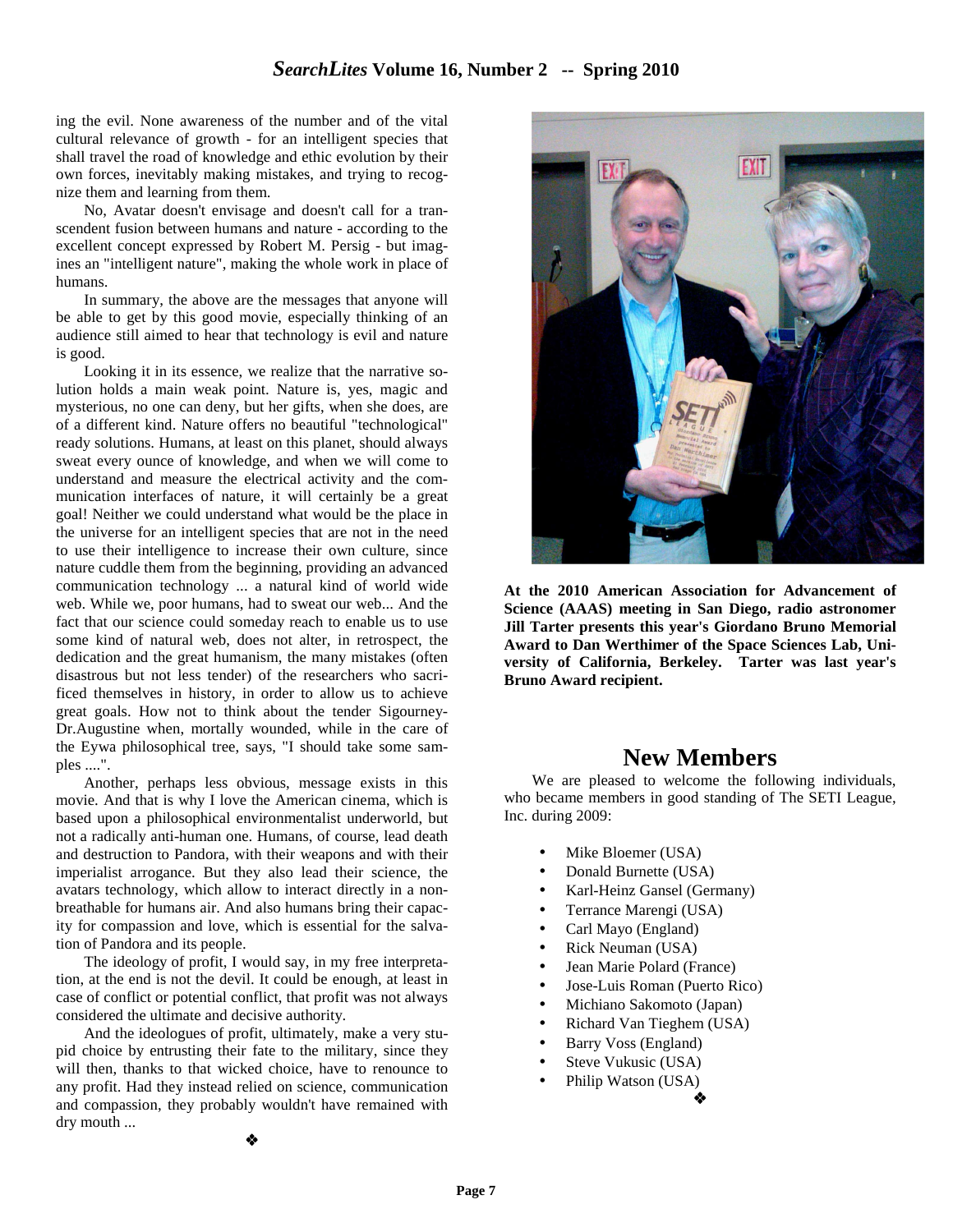ing the evil. None awareness of the number and of the vital cultural relevance of growth - for an intelligent species that shall travel the road of knowledge and ethic evolution by their own forces, inevitably making mistakes, and trying to recognize them and learning from them.

No, Avatar doesn't envisage and doesn't call for a transcendent fusion between humans and nature - according to the excellent concept expressed by Robert M. Persig - but imagines an "intelligent nature", making the whole work in place of humans.

In summary, the above are the messages that anyone will be able to get by this good movie, especially thinking of an audience still aimed to hear that technology is evil and nature is good.

Looking it in its essence, we realize that the narrative solution holds a main weak point. Nature is, yes, magic and mysterious, no one can deny, but her gifts, when she does, are of a different kind. Nature offers no beautiful "technological" ready solutions. Humans, at least on this planet, should always sweat every ounce of knowledge, and when we will come to understand and measure the electrical activity and the communication interfaces of nature, it will certainly be a great goal! Neither we could understand what would be the place in the universe for an intelligent species that are not in the need to use their intelligence to increase their own culture, since nature cuddle them from the beginning, providing an advanced communication technology ... a natural kind of world wide web. While we, poor humans, had to sweat our web... And the fact that our science could someday reach to enable us to use some kind of natural web, does not alter, in retrospect, the dedication and the great humanism, the many mistakes (often disastrous but not less tender) of the researchers who sacrificed themselves in history, in order to allow us to achieve great goals. How not to think about the tender Sigourney-Dr.Augustine when, mortally wounded, while in the care of the Eywa philosophical tree, says, "I should take some samples ....".

Another, perhaps less obvious, message exists in this movie. And that is why I love the American cinema, which is based upon a philosophical environmentalist underworld, but not a radically anti-human one. Humans, of course, lead death and destruction to Pandora, with their weapons and with their imperialist arrogance. But they also lead their science, the avatars technology, which allow to interact directly in a non-breathable for humans air. And also humans bring their capacity for compassion and love, which is essential for the salvation of Pandora and its people.

The ideology of profit, I would say, in my free interpretation, at the end is not the devil. It could be enough, at least in case of conflict or potential conflict, that profit was not always considered the ultimate and decisive authority.

And the ideologues of profit, ultimately, make a very stupid choice by entrusting their fate to the military, since they will then, thanks to that wicked choice, have to renounce to any profit. Had they instead relied on science, communication and compassion, they probably wouldn't have remained with dry mouth ...

❖

**At the 2010 American Association for Advancement of Science (AAAS) meeting in San Diego, radio astronomer Jill Tarter presents this year's Giordano Bruno Memorial Award to Dan Werthimer of the Space Sciences Lab, University of California, Berkeley. Tarter was last year's Bruno Award recipient.**

## New Members

We are pleased to welcome the following individuals, who became members in good standing of The SETI League, Inc. during 2009:

- Mike Bloemer (USA)
- Donald Burnette (USA)
- Karl-Heinz Gansel (Germany)
- Terrance Marengi (USA)
- Carl Mayo (England)
- Rick Neuman (USA)
- Jean Marie Polard (France)
- Jose-Luis Roman (Puerto Rico)
- Michiano Sakomoto (Japan)
- Richard Van Tieghem (USA)
- Barry Voss (England)
- Steve Vukusic (USA)
- Philip Watson (USA)

❖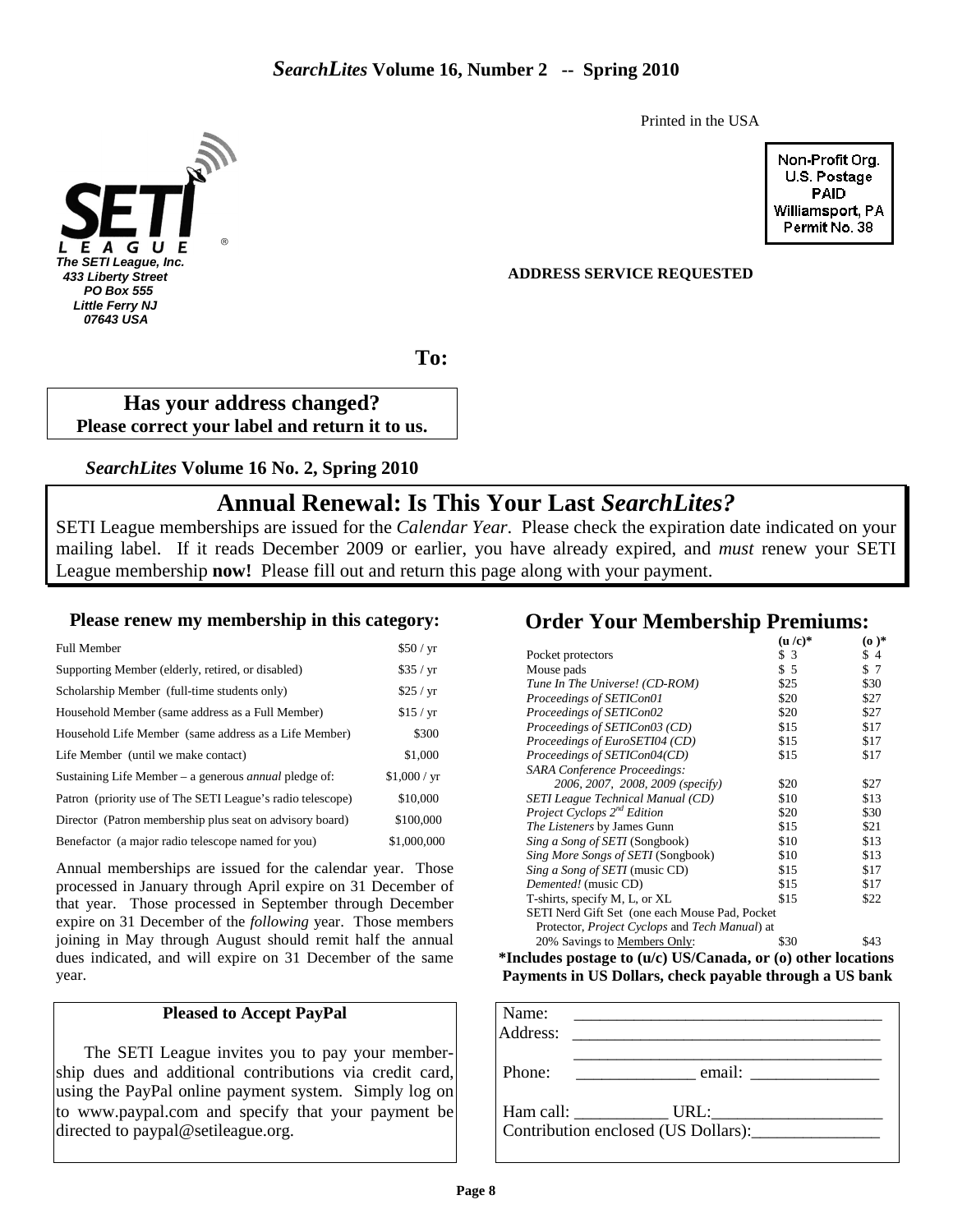*SearchLites* **Volume 16, Number 2 -- Spring 2010**

Printed in the USA

*The SETI League, Inc.*
*433 Liberty Street*
*PO Box 555*
*Little Ferry NJ*
*07643 USA*

Non-Profit Org.
U.S. Postage
PAID
Williamsport, PA
Permit No. 38

**ADDRESS SERVICE REQUESTED**

**To:**

**Has your address changed?**
**Please correct your label and return it to us.**

*SearchLites* **Volume 16 No. 2, Spring 2010**

# Annual Renewal: Is This Your Last *SearchLites?*

SETI League memberships are issued for the *Calendar Year*. Please check the expiration date indicated on your mailing label. If it reads December 2009 or earlier, you have already expired, and *must* renew your SETI League membership **now!** Please fill out and return this page along with your payment.

### Please renew my membership in this category:

| | |
|---|---|
| Full Member | $50 / yr |
| Supporting Member (elderly, retired, or disabled) | $35 / yr |
| Scholarship Member (full-time students only) | $25 / yr |
| Household Member (same address as a Full Member) | $15 / yr |
| Household Life Member (same address as a Life Member) | $300 |
| Life Member (until we make contact) | $1,000 |
| Sustaining Life Member – a generous *annual* pledge of: | $1,000 / yr |
| Patron (priority use of The SETI League's radio telescope) | $10,000 |
| Director (Patron membership plus seat on advisory board) | $100,000 |
| Benefactor (a major radio telescope named for you) | $1,000,000 |

Annual memberships are issued for the calendar year. Those processed in January through April expire on 31 December of that year. Those processed in September through December expire on 31 December of the *following* year. Those members joining in May through August should remit half the annual dues indicated, and will expire on 31 December of the same year.

**Pleased to Accept PayPal**

The SETI League invites you to pay your membership dues and additional contributions via credit card, using the PayPal online payment system. Simply log on to www.paypal.com and specify that your payment be directed to paypal@setileague.org.

## Order Your Membership Premiums:

| | (u /c)* | (o )* |
|---|---|---|
| Pocket protectors | $ 3 | $ 4 |
| Mouse pads | $ 5 | $ 7 |
| *Tune In The Universe! (CD-ROM)* | $25 | $30 |
| *Proceedings of SETICon01* | $20 | $27 |
| *Proceedings of SETICon02* | $20 | $27 |
| *Proceedings of SETICon03 (CD)* | $15 | $17 |
| *Proceedings of EuroSETI04 (CD)* | $15 | $17 |
| *Proceedings of SETICon04(CD)* | $15 | $17 |
| *SARA Conference Proceedings: 2006, 2007, 2008, 2009 (specify)* | $20 | $27 |
| *SETI League Technical Manual (CD)* | $10 | $13 |
| *Project Cyclops 2nd Edition* | $20 | $30 |
| *The Listeners* by James Gunn | $15 | $21 |
| *Sing a Song of SETI* (Songbook) | $10 | $13 |
| *Sing More Songs of SETI* (Songbook) | $10 | $13 |
| *Sing a Song of SETI* (music CD) | $15 | $17 |
| *Demented!* (music CD) | $15 | $17 |
| T-shirts, specify M, L, or XL | $15 | $22 |
| SETI Nerd Gift Set (one each Mouse Pad, Pocket Protector, *Project Cyclops* and *Tech Manual*) at 20% Savings to Members Only: | $30 | $43 |

**\*Includes postage to (u/c) US/Canada, or (o) other locations**
**Payments in US Dollars, check payable through a US bank**

Name: ___________________________________
Address: ___________________________________
___________________________________
Phone: ______________ email: _______________

Ham call: ___________ URL:____________________
Contribution enclosed (US Dollars):_______________